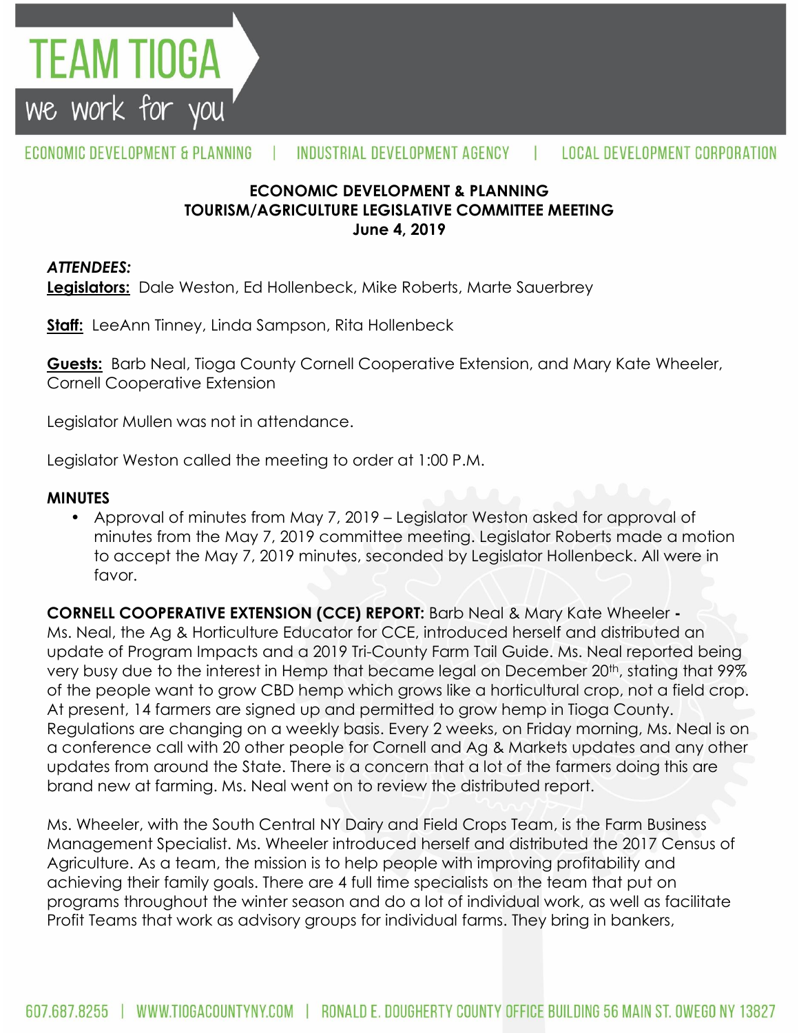# TEAM TIOGA
we work for you

ECONOMIC DEVELOPMENT & PLANNING | INDUSTRIAL DEVELOPMENT AGENCY | LOCAL DEVELOPMENT CORPORATION

**ECONOMIC DEVELOPMENT & PLANNING**
**TOURISM/AGRICULTURE LEGISLATIVE COMMITTEE MEETING**
**June 4, 2019**

***ATTENDEES:***
**Legislators:** Dale Weston, Ed Hollenbeck, Mike Roberts, Marte Sauerbrey

**Staff:** LeeAnn Tinney, Linda Sampson, Rita Hollenbeck

**Guests:** Barb Neal, Tioga County Cornell Cooperative Extension, and Mary Kate Wheeler, Cornell Cooperative Extension

Legislator Mullen was not in attendance.

Legislator Weston called the meeting to order at 1:00 P.M.

**MINUTES**

- Approval of minutes from May 7, 2019 – Legislator Weston asked for approval of minutes from the May 7, 2019 committee meeting. Legislator Roberts made a motion to accept the May 7, 2019 minutes, seconded by Legislator Hollenbeck. All were in favor.

**CORNELL COOPERATIVE EXTENSION (CCE) REPORT:** Barb Neal & Mary Kate Wheeler - Ms. Neal, the Ag & Horticulture Educator for CCE, introduced herself and distributed an update of Program Impacts and a 2019 Tri-County Farm Tail Guide. Ms. Neal reported being very busy due to the interest in Hemp that became legal on December 20th, stating that 99% of the people want to grow CBD hemp which grows like a horticultural crop, not a field crop. At present, 14 farmers are signed up and permitted to grow hemp in Tioga County. Regulations are changing on a weekly basis. Every 2 weeks, on Friday morning, Ms. Neal is on a conference call with 20 other people for Cornell and Ag & Markets updates and any other updates from around the State. There is a concern that a lot of the farmers doing this are brand new at farming. Ms. Neal went on to review the distributed report.

Ms. Wheeler, with the South Central NY Dairy and Field Crops Team, is the Farm Business Management Specialist. Ms. Wheeler introduced herself and distributed the 2017 Census of Agriculture. As a team, the mission is to help people with improving profitability and achieving their family goals. There are 4 full time specialists on the team that put on programs throughout the winter season and do a lot of individual work, as well as facilitate Profit Teams that work as advisory groups for individual farms. They bring in bankers,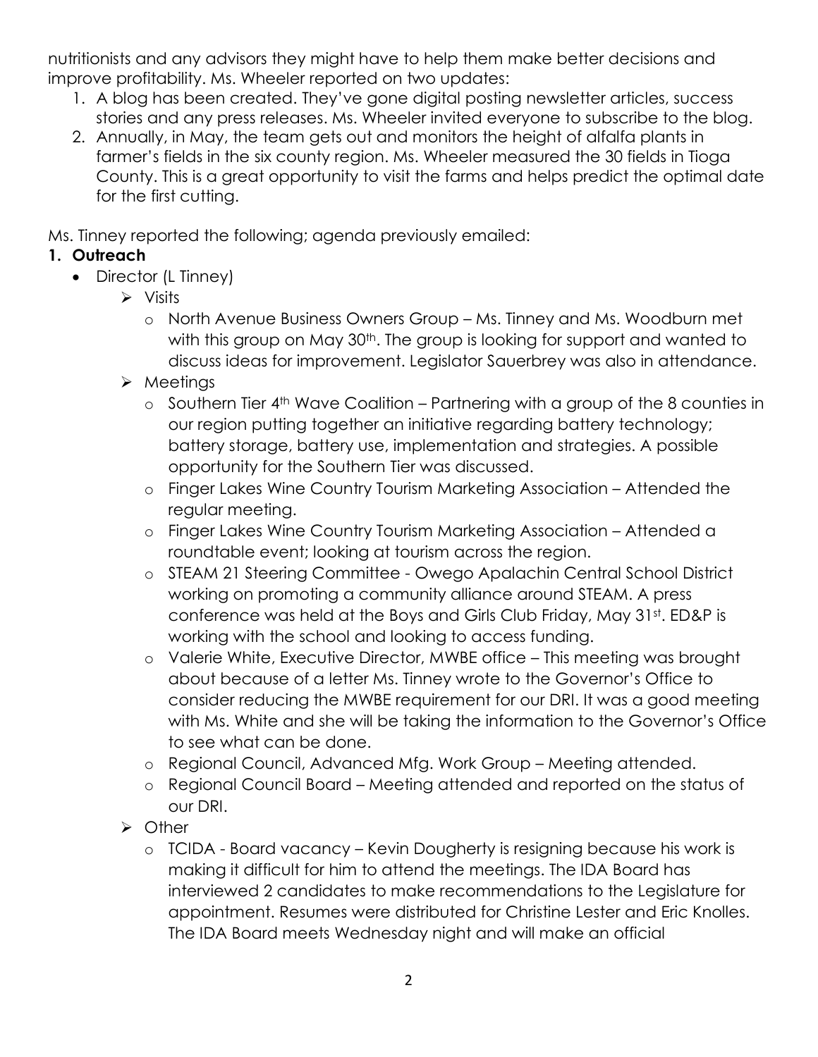nutritionists and any advisors they might have to help them make better decisions and improve profitability. Ms. Wheeler reported on two updates:

1. A blog has been created. They've gone digital posting newsletter articles, success stories and any press releases. Ms. Wheeler invited everyone to subscribe to the blog.
2. Annually, in May, the team gets out and monitors the height of alfalfa plants in farmer's fields in the six county region. Ms. Wheeler measured the 30 fields in Tioga County. This is a great opportunity to visit the farms and helps predict the optimal date for the first cutting.

Ms. Tinney reported the following; agenda previously emailed:

**1. Outreach**

- Director (L Tinney)
    - Visits
        - North Avenue Business Owners Group – Ms. Tinney and Ms. Woodburn met with this group on May 30th. The group is looking for support and wanted to discuss ideas for improvement. Legislator Sauerbrey was also in attendance.
    - Meetings
        - Southern Tier 4th Wave Coalition – Partnering with a group of the 8 counties in our region putting together an initiative regarding battery technology; battery storage, battery use, implementation and strategies. A possible opportunity for the Southern Tier was discussed.
        - Finger Lakes Wine Country Tourism Marketing Association – Attended the regular meeting.
        - Finger Lakes Wine Country Tourism Marketing Association – Attended a roundtable event; looking at tourism across the region.
        - STEAM 21 Steering Committee - Owego Apalachin Central School District working on promoting a community alliance around STEAM. A press conference was held at the Boys and Girls Club Friday, May 31st. ED&P is working with the school and looking to access funding.
        - Valerie White, Executive Director, MWBE office – This meeting was brought about because of a letter Ms. Tinney wrote to the Governor's Office to consider reducing the MWBE requirement for our DRI. It was a good meeting with Ms. White and she will be taking the information to the Governor's Office to see what can be done.
        - Regional Council, Advanced Mfg. Work Group – Meeting attended.
        - Regional Council Board – Meeting attended and reported on the status of our DRI.
    - Other
        - TCIDA - Board vacancy – Kevin Dougherty is resigning because his work is making it difficult for him to attend the meetings. The IDA Board has interviewed 2 candidates to make recommendations to the Legislature for appointment. Resumes were distributed for Christine Lester and Eric Knolles. The IDA Board meets Wednesday night and will make an official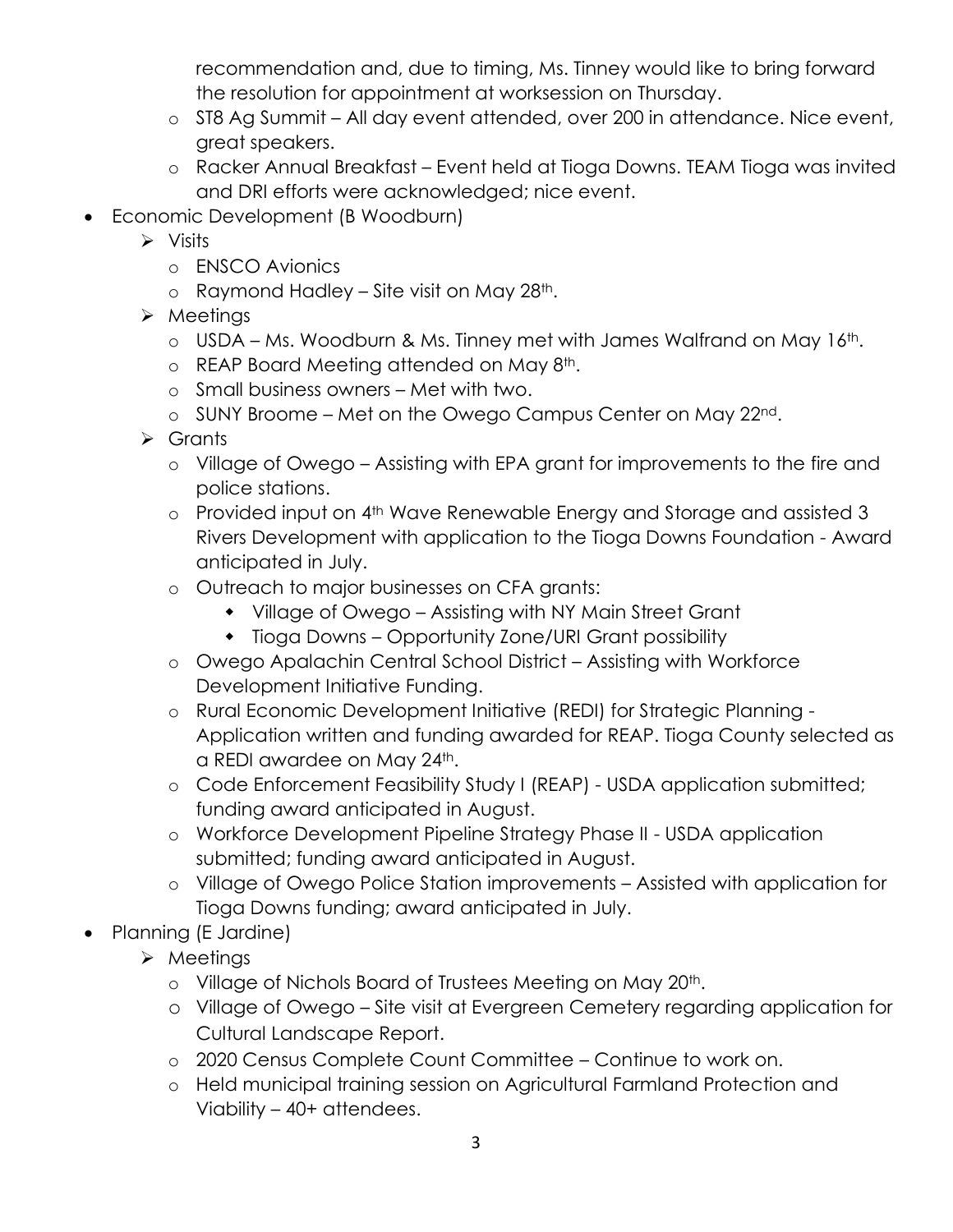recommendation and, due to timing, Ms. Tinney would like to bring forward the resolution for appointment at worksession on Thursday.
  - ST8 Ag Summit – All day event attended, over 200 in attendance. Nice event, great speakers.
  - Racker Annual Breakfast – Event held at Tioga Downs. TEAM Tioga was invited and DRI efforts were acknowledged; nice event.

- Economic Development (B Woodburn)
  - Visits
    - ENSCO Avionics
    - Raymond Hadley – Site visit on May 28th.
  - Meetings
    - USDA – Ms. Woodburn & Ms. Tinney met with James Walfrand on May 16th.
    - REAP Board Meeting attended on May 8th.
    - Small business owners – Met with two.
    - SUNY Broome – Met on the Owego Campus Center on May 22nd.
  - Grants
    - Village of Owego – Assisting with EPA grant for improvements to the fire and police stations.
    - Provided input on 4th Wave Renewable Energy and Storage and assisted 3 Rivers Development with application to the Tioga Downs Foundation - Award anticipated in July.
    - Outreach to major businesses on CFA grants:
      - Village of Owego – Assisting with NY Main Street Grant
      - Tioga Downs – Opportunity Zone/URI Grant possibility
    - Owego Apalachin Central School District – Assisting with Workforce Development Initiative Funding.
    - Rural Economic Development Initiative (REDI) for Strategic Planning - Application written and funding awarded for REAP. Tioga County selected as a REDI awardee on May 24th.
    - Code Enforcement Feasibility Study I (REAP) - USDA application submitted; funding award anticipated in August.
    - Workforce Development Pipeline Strategy Phase II - USDA application submitted; funding award anticipated in August.
    - Village of Owego Police Station improvements – Assisted with application for Tioga Downs funding; award anticipated in July.

- Planning (E Jardine)
  - Meetings
    - Village of Nichols Board of Trustees Meeting on May 20th.
    - Village of Owego – Site visit at Evergreen Cemetery regarding application for Cultural Landscape Report.
    - 2020 Census Complete Count Committee – Continue to work on.
    - Held municipal training session on Agricultural Farmland Protection and Viability – 40+ attendees.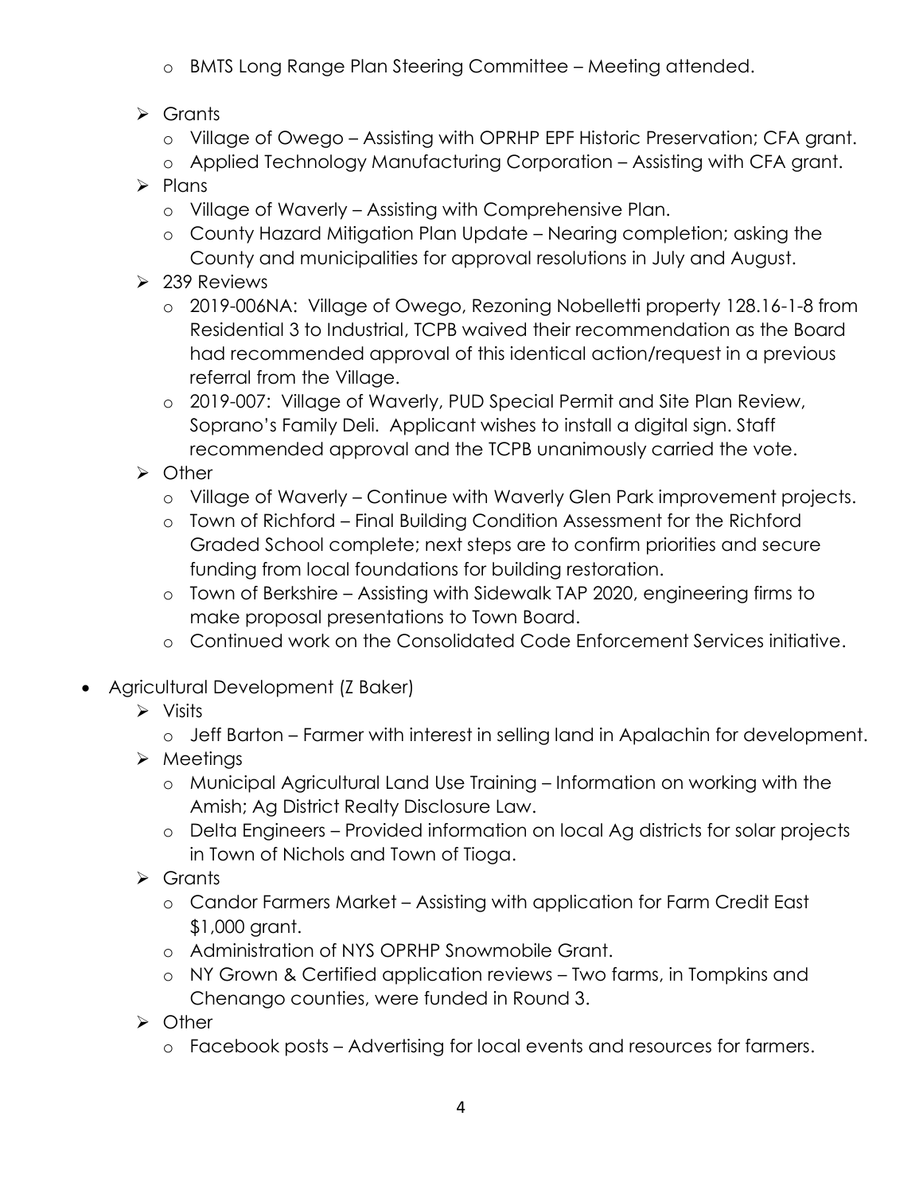- BMTS Long Range Plan Steering Committee – Meeting attended.
  - Grants
    - Village of Owego – Assisting with OPRHP EPF Historic Preservation; CFA grant.
    - Applied Technology Manufacturing Corporation – Assisting with CFA grant.
  - Plans
    - Village of Waverly – Assisting with Comprehensive Plan.
    - County Hazard Mitigation Plan Update – Nearing completion; asking the County and municipalities for approval resolutions in July and August.
  - 239 Reviews
    - 2019-006NA: Village of Owego, Rezoning Nobelletti property 128.16-1-8 from Residential 3 to Industrial, TCPB waived their recommendation as the Board had recommended approval of this identical action/request in a previous referral from the Village.
    - 2019-007: Village of Waverly, PUD Special Permit and Site Plan Review, Soprano's Family Deli. Applicant wishes to install a digital sign. Staff recommended approval and the TCPB unanimously carried the vote.
  - Other
    - Village of Waverly – Continue with Waverly Glen Park improvement projects.
    - Town of Richford – Final Building Condition Assessment for the Richford Graded School complete; next steps are to confirm priorities and secure funding from local foundations for building restoration.
    - Town of Berkshire – Assisting with Sidewalk TAP 2020, engineering firms to make proposal presentations to Town Board.
    - Continued work on the Consolidated Code Enforcement Services initiative.

- Agricultural Development (Z Baker)
  - Visits
    - Jeff Barton – Farmer with interest in selling land in Apalachin for development.
  - Meetings
    - Municipal Agricultural Land Use Training – Information on working with the Amish; Ag District Realty Disclosure Law.
    - Delta Engineers – Provided information on local Ag districts for solar projects in Town of Nichols and Town of Tioga.
  - Grants
    - Candor Farmers Market – Assisting with application for Farm Credit East $1,000 grant.
    - Administration of NYS OPRHP Snowmobile Grant.
    - NY Grown & Certified application reviews – Two farms, in Tompkins and Chenango counties, were funded in Round 3.
  - Other
    - Facebook posts – Advertising for local events and resources for farmers.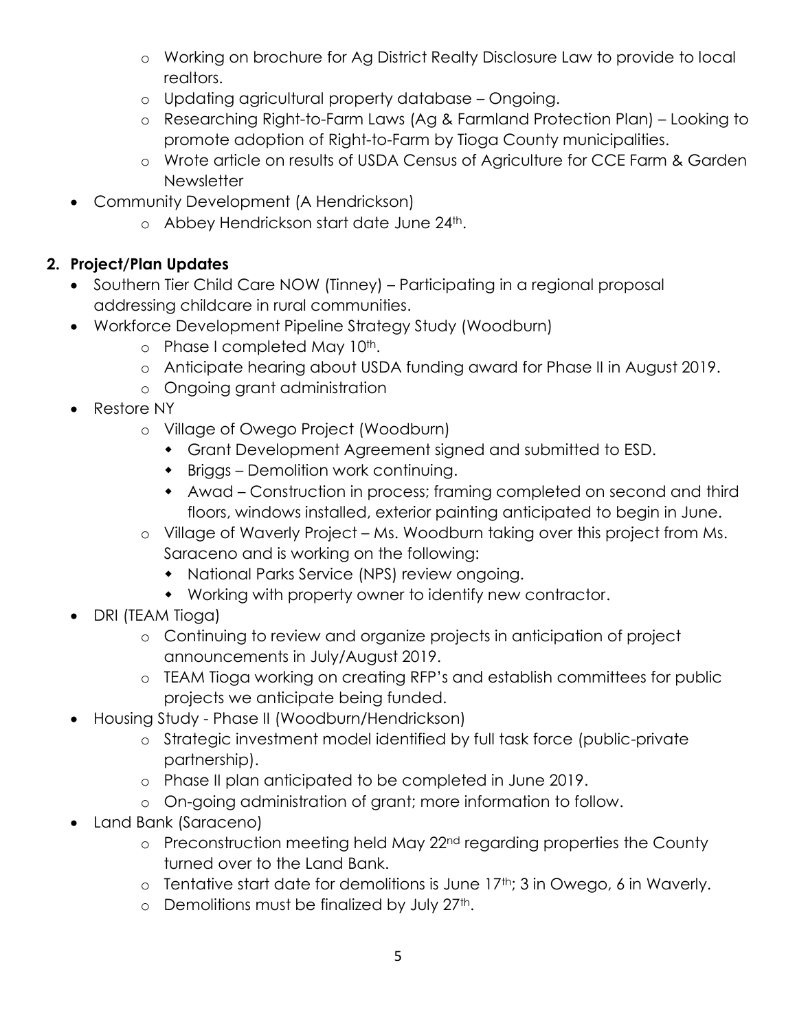- Working on brochure for Ag District Realty Disclosure Law to provide to local realtors.
  - Updating agricultural property database – Ongoing.
  - Researching Right-to-Farm Laws (Ag & Farmland Protection Plan) – Looking to promote adoption of Right-to-Farm by Tioga County municipalities.
  - Wrote article on results of USDA Census of Agriculture for CCE Farm & Garden Newsletter
- Community Development (A Hendrickson)
  - Abbey Hendrickson start date June 24th.

**2. Project/Plan Updates**

- Southern Tier Child Care NOW (Tinney) – Participating in a regional proposal addressing childcare in rural communities.
- Workforce Development Pipeline Strategy Study (Woodburn)
  - Phase I completed May 10th.
  - Anticipate hearing about USDA funding award for Phase II in August 2019.
  - Ongoing grant administration
- Restore NY
  - Village of Owego Project (Woodburn)
    - Grant Development Agreement signed and submitted to ESD.
    - Briggs – Demolition work continuing.
    - Awad – Construction in process; framing completed on second and third floors, windows installed, exterior painting anticipated to begin in June.
  - Village of Waverly Project – Ms. Woodburn taking over this project from Ms. Saraceno and is working on the following:
    - National Parks Service (NPS) review ongoing.
    - Working with property owner to identify new contractor.
- DRI (TEAM Tioga)
  - Continuing to review and organize projects in anticipation of project announcements in July/August 2019.
  - TEAM Tioga working on creating RFP's and establish committees for public projects we anticipate being funded.
- Housing Study - Phase II (Woodburn/Hendrickson)
  - Strategic investment model identified by full task force (public-private partnership).
  - Phase II plan anticipated to be completed in June 2019.
  - On-going administration of grant; more information to follow.
- Land Bank (Saraceno)
  - Preconstruction meeting held May 22nd regarding properties the County turned over to the Land Bank.
  - Tentative start date for demolitions is June 17th; 3 in Owego, 6 in Waverly.
  - Demolitions must be finalized by July 27th.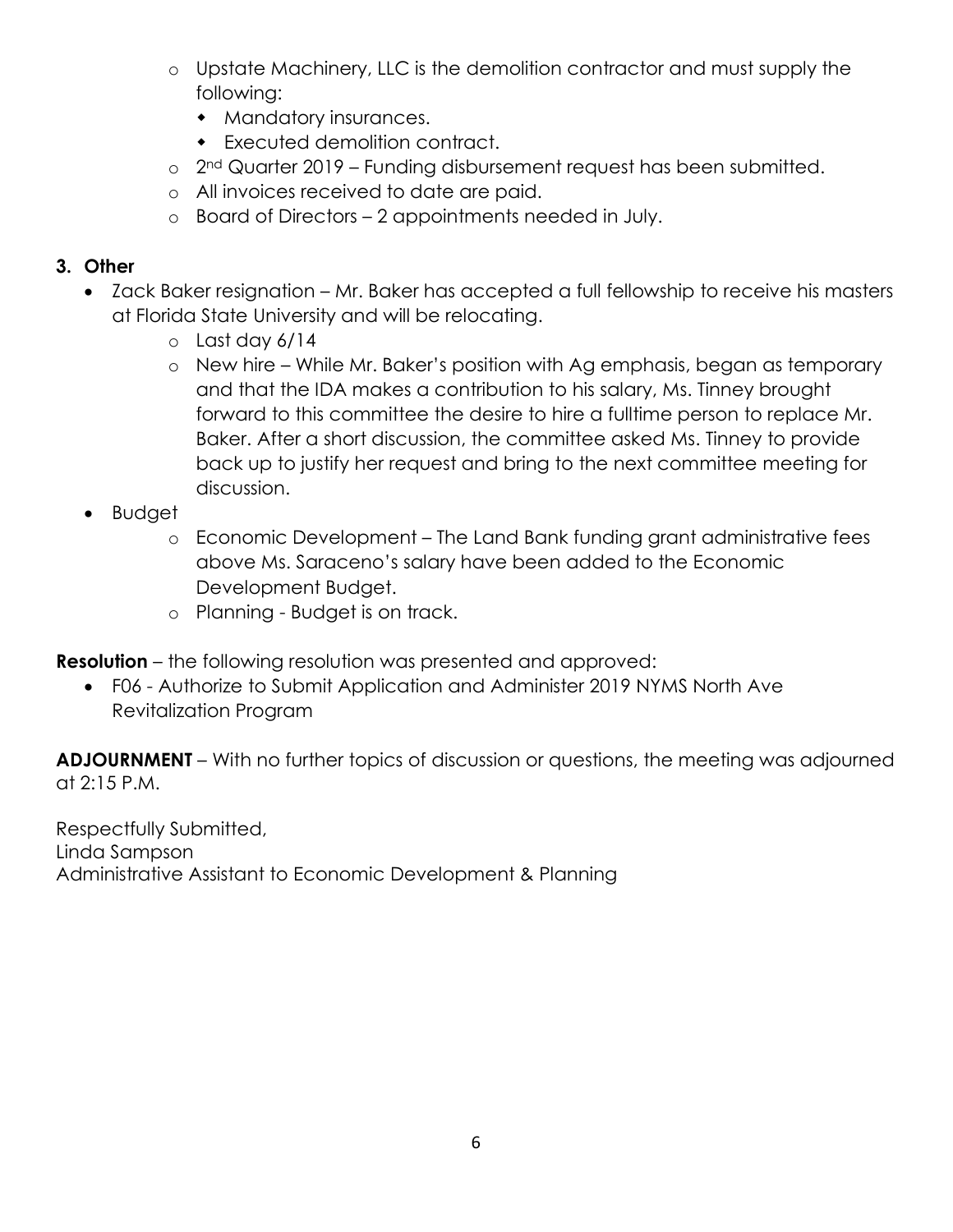- Upstate Machinery, LLC is the demolition contractor and must supply the following:
  - Mandatory insurances.
  - Executed demolition contract.
- 2nd Quarter 2019 – Funding disbursement request has been submitted.
- All invoices received to date are paid.
- Board of Directors – 2 appointments needed in July.

**3. Other**

- Zack Baker resignation – Mr. Baker has accepted a full fellowship to receive his masters at Florida State University and will be relocating.
  - Last day 6/14
  - New hire – While Mr. Baker's position with Ag emphasis, began as temporary and that the IDA makes a contribution to his salary, Ms. Tinney brought forward to this committee the desire to hire a fulltime person to replace Mr. Baker. After a short discussion, the committee asked Ms. Tinney to provide back up to justify her request and bring to the next committee meeting for discussion.
- Budget
  - Economic Development – The Land Bank funding grant administrative fees above Ms. Saraceno's salary have been added to the Economic Development Budget.
  - Planning - Budget is on track.

**Resolution** – the following resolution was presented and approved:

- F06 - Authorize to Submit Application and Administer 2019 NYMS North Ave Revitalization Program

**ADJOURNMENT** – With no further topics of discussion or questions, the meeting was adjourned at 2:15 P.M.

Respectfully Submitted,
Linda Sampson
Administrative Assistant to Economic Development & Planning